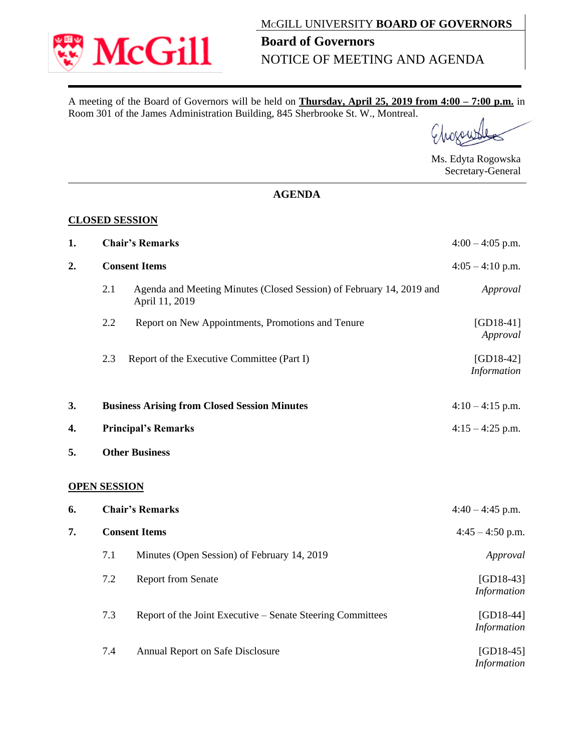McGill

MCGILL UNIVERSITY **BOARD OF GOVERNORS**

**Board of Governors**

NOTICE OF MEETING AND AGENDA

A meeting of the Board of Governors will be held on **Thursday, April 25, 2019 from 4:00 – 7:00 p.m.** in Room 301 of the James Administration Building, 845 Sherbrooke St. W., Montreal.

Ms. Edyta Rogowska
Secretary-General

## AGENDA

### CLOSED SESSION

| | | | |
|---|---|---|---|
| **1.** | **Chair's Remarks** | | 4:00 – 4:05 p.m. |
| **2.** | **Consent Items** | | 4:05 – 4:10 p.m. |
| | 2.1 | Agenda and Meeting Minutes (Closed Session) of February 14, 2019 and April 11, 2019 | *Approval* |
| | 2.2 | Report on New Appointments, Promotions and Tenure | [GD18-41] *Approval* |
| | 2.3 | Report of the Executive Committee (Part I) | [GD18-42] *Information* |
| **3.** | **Business Arising from Closed Session Minutes** | | 4:10 – 4:15 p.m. |
| **4.** | **Principal's Remarks** | | 4:15 – 4:25 p.m. |
| **5.** | **Other Business** | | |

### OPEN SESSION

| | | | |
|---|---|---|---|
| **6.** | **Chair's Remarks** | | 4:40 – 4:45 p.m. |
| **7.** | **Consent Items** | | 4:45 – 4:50 p.m. |
| | 7.1 | Minutes (Open Session) of February 14, 2019 | *Approval* |
| | 7.2 | Report from Senate | [GD18-43] *Information* |
| | 7.3 | Report of the Joint Executive – Senate Steering Committees | [GD18-44] *Information* |
| | 7.4 | Annual Report on Safe Disclosure | [GD18-45] *Information* |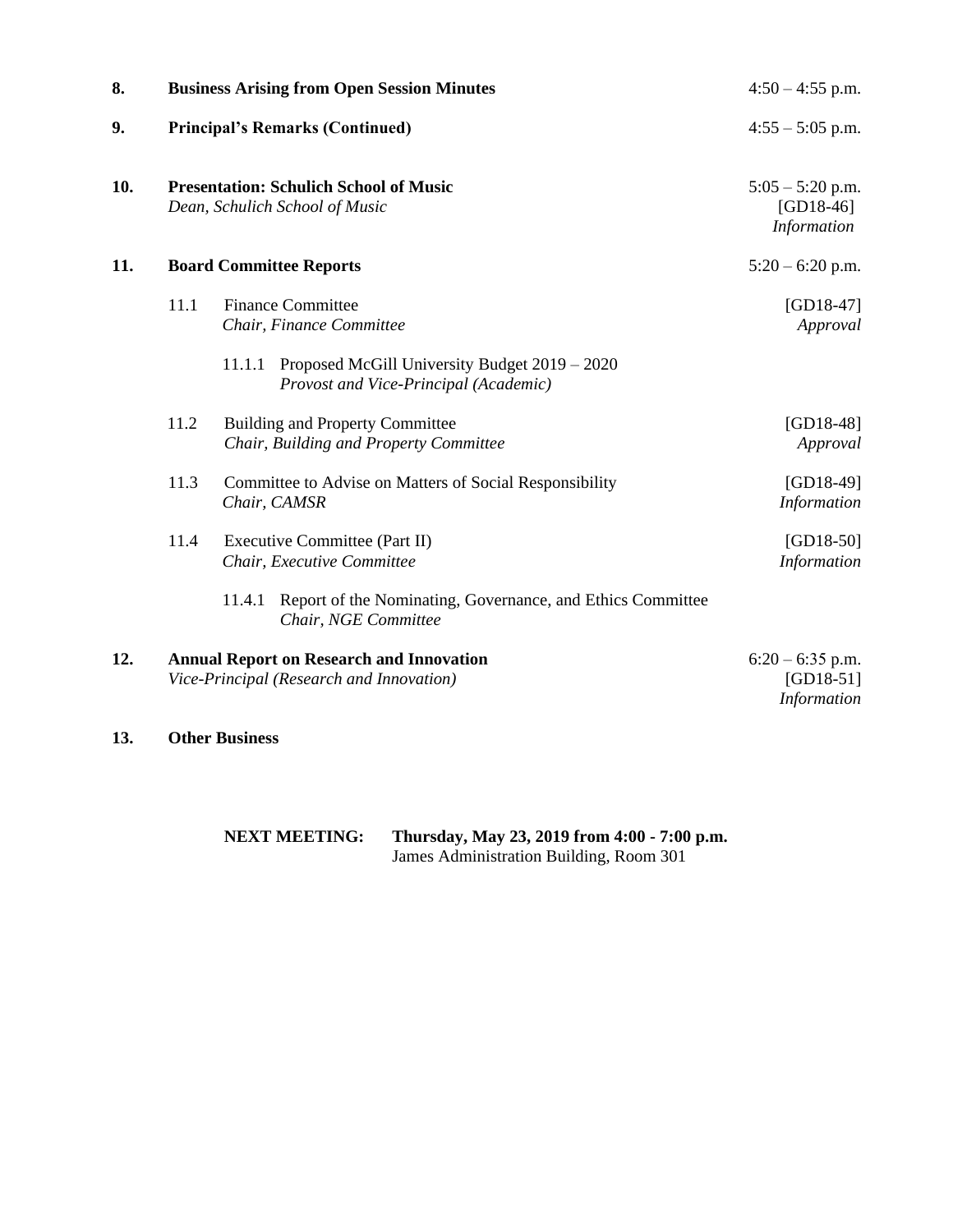**8. Business Arising from Open Session Minutes** 4:50 – 4:55 p.m.

**9. Principal's Remarks (Continued)** 4:55 – 5:05 p.m.

**10. Presentation: Schulich School of Music** 5:05 – 5:20 p.m.
*Dean, Schulich School of Music*
[GD18-46]
*Information*

**11. Board Committee Reports** 5:20 – 6:20 p.m.

11.1 Finance Committee [GD18-47]
*Chair, Finance Committee* *Approval*

11.1.1 Proposed McGill University Budget 2019 – 2020
*Provost and Vice-Principal (Academic)*

11.2 Building and Property Committee [GD18-48]
*Chair, Building and Property Committee* *Approval*

11.3 Committee to Advise on Matters of Social Responsibility [GD18-49]
*Chair, CAMSR* *Information*

11.4 Executive Committee (Part II) [GD18-50]
*Chair, Executive Committee* *Information*

11.4.1 Report of the Nominating, Governance, and Ethics Committee
*Chair, NGE Committee*

**12. Annual Report on Research and Innovation** 6:20 – 6:35 p.m.
*Vice-Principal (Research and Innovation)*
[GD18-51]
*Information*

**13. Other Business**

**NEXT MEETING: Thursday, May 23, 2019 from 4:00 - 7:00 p.m.**
James Administration Building, Room 301